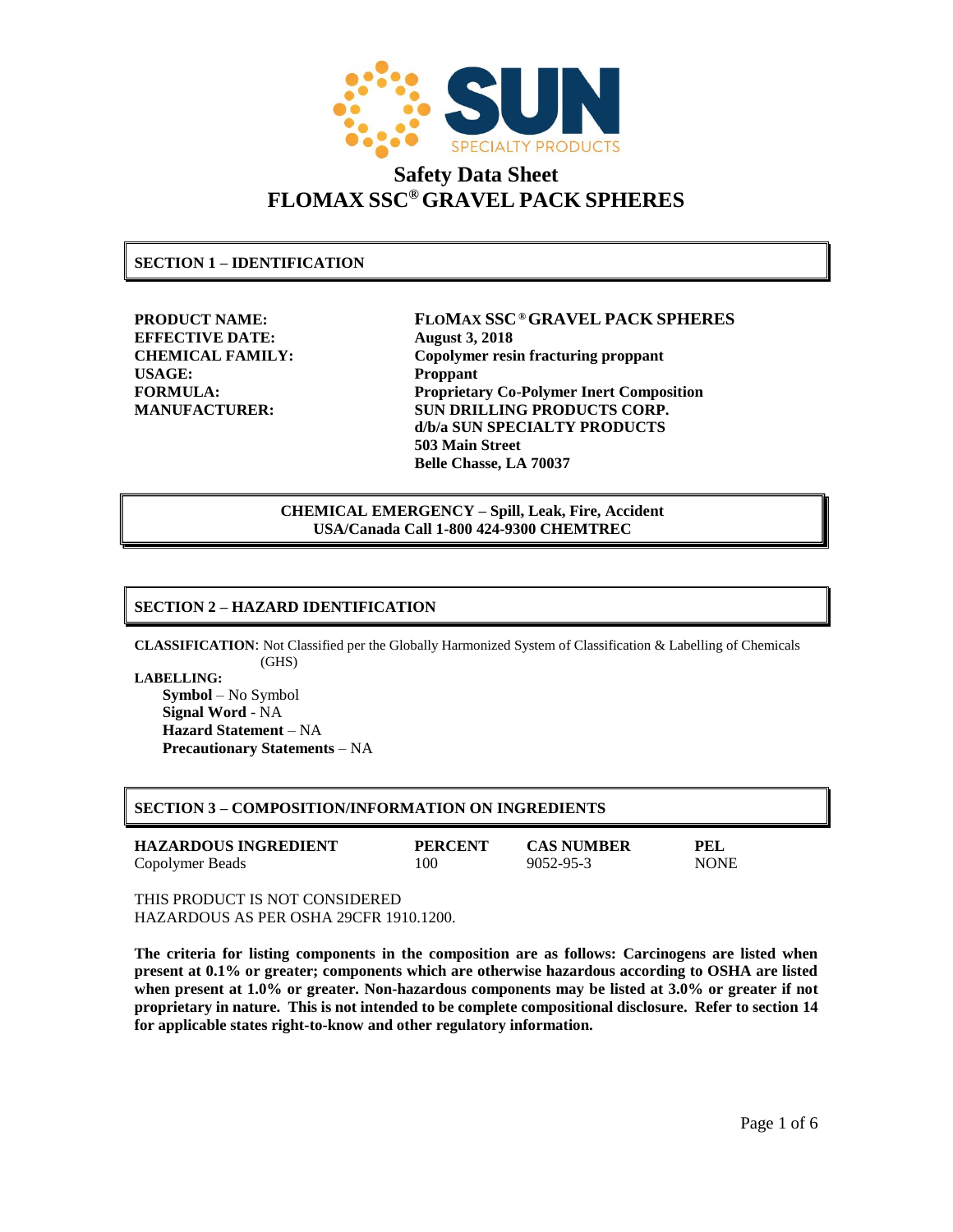# Safety Data Sheet
# FLOMAX SSC® GRAVEL PACK SPHERES

## SECTION 1 – IDENTIFICATION

**PRODUCT NAME:** FLOMAX SSC® GRAVEL PACK SPHERES
**EFFECTIVE DATE:** August 3, 2018
**CHEMICAL FAMILY:** Copolymer resin fracturing proppant
**USAGE:** Proppant
**FORMULA:** Proprietary Co-Polymer Inert Composition
**MANUFACTURER:** SUN DRILLING PRODUCTS CORP.
d/b/a SUN SPECIALTY PRODUCTS
503 Main Street
Belle Chasse, LA 70037

**CHEMICAL EMERGENCY – Spill, Leak, Fire, Accident**
**USA/Canada Call 1-800 424-9300 CHEMTREC**

## SECTION 2 – HAZARD IDENTIFICATION

**CLASSIFICATION**: Not Classified per the Globally Harmonized System of Classification & Labelling of Chemicals (GHS)

**LABELLING:**
- **Symbol** – No Symbol
- **Signal Word** - NA
- **Hazard Statement** – NA
- **Precautionary Statements** – NA

## SECTION 3 – COMPOSITION/INFORMATION ON INGREDIENTS

| HAZARDOUS INGREDIENT | PERCENT | CAS NUMBER | PEL |
|---|---|---|---|
| Copolymer Beads | 100 | 9052-95-3 | NONE |

THIS PRODUCT IS NOT CONSIDERED HAZARDOUS AS PER OSHA 29CFR 1910.1200.

**The criteria for listing components in the composition are as follows: Carcinogens are listed when present at 0.1% or greater; components which are otherwise hazardous according to OSHA are listed when present at 1.0% or greater. Non-hazardous components may be listed at 3.0% or greater if not proprietary in nature. This is not intended to be complete compositional disclosure. Refer to section 14 for applicable states right-to-know and other regulatory information.**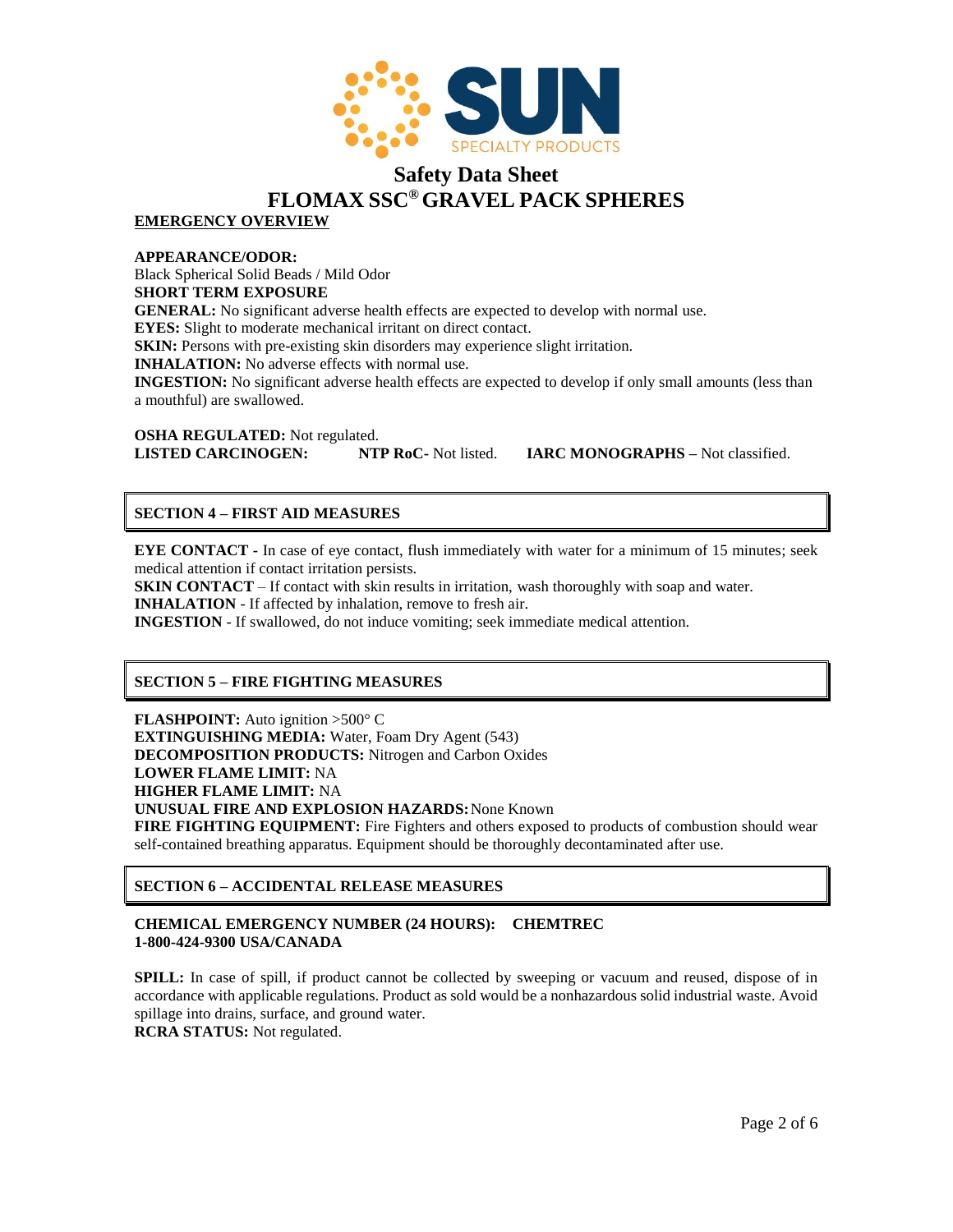# Safety Data Sheet
# FLOMAX SSC® GRAVEL PACK SPHERES

**EMERGENCY OVERVIEW**

**APPEARANCE/ODOR:**
Black Spherical Solid Beads / Mild Odor
**SHORT TERM EXPOSURE**
**GENERAL:** No significant adverse health effects are expected to develop with normal use.
**EYES:** Slight to moderate mechanical irritant on direct contact.
**SKIN:** Persons with pre-existing skin disorders may experience slight irritation.
**INHALATION:** No adverse effects with normal use.
**INGESTION:** No significant adverse health effects are expected to develop if only small amounts (less than a mouthful) are swallowed.

**OSHA REGULATED:** Not regulated.
**LISTED CARCINOGEN:** **NTP RoC**- Not listed. **IARC MONOGRAPHS –** Not classified.

## SECTION 4 – FIRST AID MEASURES

**EYE CONTACT** - In case of eye contact, flush immediately with water for a minimum of 15 minutes; seek medical attention if contact irritation persists.
**SKIN CONTACT** – If contact with skin results in irritation, wash thoroughly with soap and water.
**INHALATION** - If affected by inhalation, remove to fresh air.
**INGESTION** - If swallowed, do not induce vomiting; seek immediate medical attention.

## SECTION 5 – FIRE FIGHTING MEASURES

**FLASHPOINT:** Auto ignition >500° C
**EXTINGUISHING MEDIA:** Water, Foam Dry Agent (543)
**DECOMPOSITION PRODUCTS:** Nitrogen and Carbon Oxides
**LOWER FLAME LIMIT:** NA
**HIGHER FLAME LIMIT:** NA
**UNUSUAL FIRE AND EXPLOSION HAZARDS:** None Known
**FIRE FIGHTING EQUIPMENT:** Fire Fighters and others exposed to products of combustion should wear self-contained breathing apparatus. Equipment should be thoroughly decontaminated after use.

## SECTION 6 – ACCIDENTAL RELEASE MEASURES

**CHEMICAL EMERGENCY NUMBER (24 HOURS): CHEMTREC**
**1-800-424-9300 USA/CANADA**

**SPILL:** In case of spill, if product cannot be collected by sweeping or vacuum and reused, dispose of in accordance with applicable regulations. Product as sold would be a nonhazardous solid industrial waste. Avoid spillage into drains, surface, and ground water.
**RCRA STATUS:** Not regulated.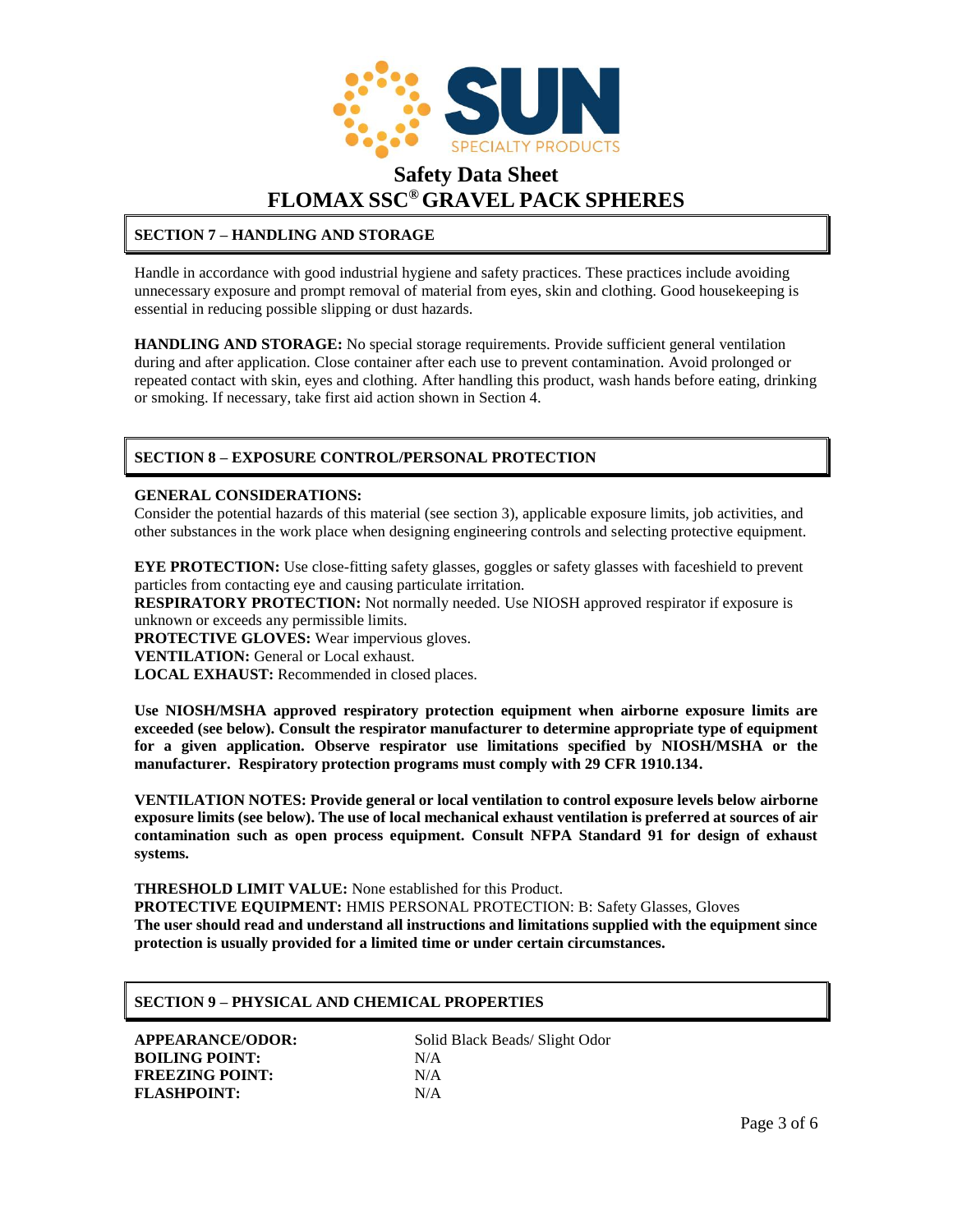# Safety Data Sheet
# FLOMAX SSC® GRAVEL PACK SPHERES

## SECTION 7 – HANDLING AND STORAGE

Handle in accordance with good industrial hygiene and safety practices. These practices include avoiding unnecessary exposure and prompt removal of material from eyes, skin and clothing. Good housekeeping is essential in reducing possible slipping or dust hazards.

**HANDLING AND STORAGE:** No special storage requirements. Provide sufficient general ventilation during and after application. Close container after each use to prevent contamination. Avoid prolonged or repeated contact with skin, eyes and clothing. After handling this product, wash hands before eating, drinking or smoking. If necessary, take first aid action shown in Section 4.

## SECTION 8 – EXPOSURE CONTROL/PERSONAL PROTECTION

**GENERAL CONSIDERATIONS:**
Consider the potential hazards of this material (see section 3), applicable exposure limits, job activities, and other substances in the work place when designing engineering controls and selecting protective equipment.

**EYE PROTECTION:** Use close-fitting safety glasses, goggles or safety glasses with faceshield to prevent particles from contacting eye and causing particulate irritation.
**RESPIRATORY PROTECTION:** Not normally needed. Use NIOSH approved respirator if exposure is unknown or exceeds any permissible limits.
**PROTECTIVE GLOVES:** Wear impervious gloves.
**VENTILATION:** General or Local exhaust.
**LOCAL EXHAUST:** Recommended in closed places.

**Use NIOSH/MSHA approved respiratory protection equipment when airborne exposure limits are exceeded (see below). Consult the respirator manufacturer to determine appropriate type of equipment for a given application. Observe respirator use limitations specified by NIOSH/MSHA or the manufacturer. Respiratory protection programs must comply with 29 CFR 1910.134.**

**VENTILATION NOTES: Provide general or local ventilation to control exposure levels below airborne exposure limits (see below). The use of local mechanical exhaust ventilation is preferred at sources of air contamination such as open process equipment. Consult NFPA Standard 91 for design of exhaust systems.**

**THRESHOLD LIMIT VALUE:** None established for this Product.
**PROTECTIVE EQUIPMENT:** HMIS PERSONAL PROTECTION: B: Safety Glasses, Gloves
**The user should read and understand all instructions and limitations supplied with the equipment since protection is usually provided for a limited time or under certain circumstances.**

## SECTION 9 – PHYSICAL AND CHEMICAL PROPERTIES

| | |
|---|---|
| **APPEARANCE/ODOR:** | Solid Black Beads/ Slight Odor |
| **BOILING POINT:** | N/A |
| **FREEZING POINT:** | N/A |
| **FLASHPOINT:** | N/A |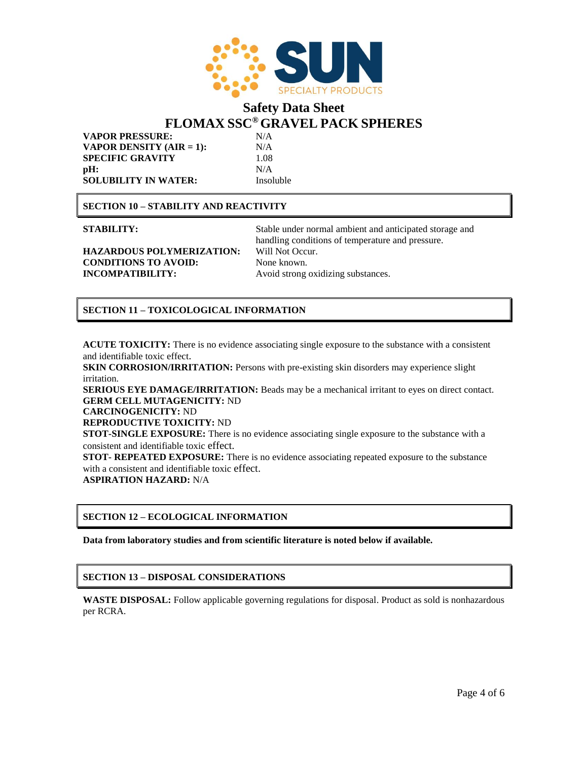| | |
|---|---|
| **VAPOR PRESSURE:** | N/A |
| **VAPOR DENSITY (AIR = 1):** | N/A |
| **SPECIFIC GRAVITY** | 1.08 |
| **pH:** | N/A |
| **SOLUBILITY IN WATER:** | Insoluble |

## SECTION 10 – STABILITY AND REACTIVITY

| | |
|---|---|
| **STABILITY:** | Stable under normal ambient and anticipated storage and handling conditions of temperature and pressure. |
| **HAZARDOUS POLYMERIZATION:** | Will Not Occur. |
| **CONDITIONS TO AVOID:** | None known. |
| **INCOMPATIBILITY:** | Avoid strong oxidizing substances. |

## SECTION 11 – TOXICOLOGICAL INFORMATION

**ACUTE TOXICITY:** There is no evidence associating single exposure to the substance with a consistent and identifiable toxic effect.
**SKIN CORROSION/IRRITATION:** Persons with pre-existing skin disorders may experience slight irritation.
**SERIOUS EYE DAMAGE/IRRITATION:** Beads may be a mechanical irritant to eyes on direct contact.
**GERM CELL MUTAGENICITY:** ND
**CARCINOGENICITY:** ND
**REPRODUCTIVE TOXICITY:** ND
**STOT-SINGLE EXPOSURE:** There is no evidence associating single exposure to the substance with a consistent and identifiable toxic effect.
**STOT- REPEATED EXPOSURE:** There is no evidence associating repeated exposure to the substance with a consistent and identifiable toxic effect.
**ASPIRATION HAZARD:** N/A

## SECTION 12 – ECOLOGICAL INFORMATION

**Data from laboratory studies and from scientific literature is noted below if available.**

## SECTION 13 – DISPOSAL CONSIDERATIONS

**WASTE DISPOSAL:** Follow applicable governing regulations for disposal. Product as sold is nonhazardous per RCRA.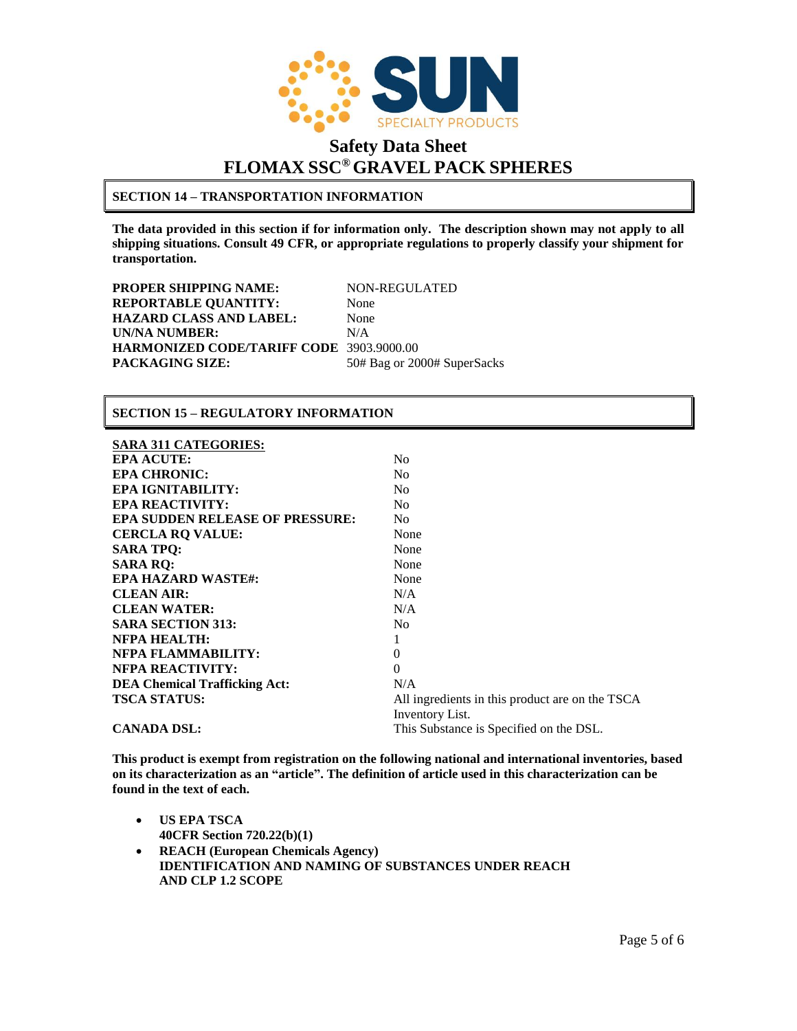# Safety Data Sheet
# FLOMAX SSC® GRAVEL PACK SPHERES

## SECTION 14 – TRANSPORTATION INFORMATION

**The data provided in this section if for information only. The description shown may not apply to all shipping situations. Consult 49 CFR, or appropriate regulations to properly classify your shipment for transportation.**

| | |
|---|---|
| **PROPER SHIPPING NAME:** | NON-REGULATED |
| **REPORTABLE QUANTITY:** | None |
| **HAZARD CLASS AND LABEL:** | None |
| **UN/NA NUMBER:** | N/A |
| **HARMONIZED CODE/TARIFF CODE** | 3903.9000.00 |
| **PACKAGING SIZE:** | 50# Bag or 2000# SuperSacks |

## SECTION 15 – REGULATORY INFORMATION

| **SARA 311 CATEGORIES:** | |
|---|---|
| **EPA ACUTE:** | No |
| **EPA CHRONIC:** | No |
| **EPA IGNITABILITY:** | No |
| **EPA REACTIVITY:** | No |
| **EPA SUDDEN RELEASE OF PRESSURE:** | No |
| **CERCLA RQ VALUE:** | None |
| **SARA TPQ:** | None |
| **SARA RQ:** | None |
| **EPA HAZARD WASTE#:** | None |
| **CLEAN AIR:** | N/A |
| **CLEAN WATER:** | N/A |
| **SARA SECTION 313:** | No |
| **NFPA HEALTH:** | 1 |
| **NFPA FLAMMABILITY:** | 0 |
| **NFPA REACTIVITY:** | 0 |
| **DEA Chemical Trafficking Act:** | N/A |
| **TSCA STATUS:** | All ingredients in this product are on the TSCA Inventory List. |
| **CANADA DSL:** | This Substance is Specified on the DSL. |

**This product is exempt from registration on the following national and international inventories, based on its characterization as an "article". The definition of article used in this characterization can be found in the text of each.**

- **US EPA TSCA**
  **40CFR Section 720.22(b)(1)**
- **REACH (European Chemicals Agency)**
  **IDENTIFICATION AND NAMING OF SUBSTANCES UNDER REACH AND CLP 1.2 SCOPE**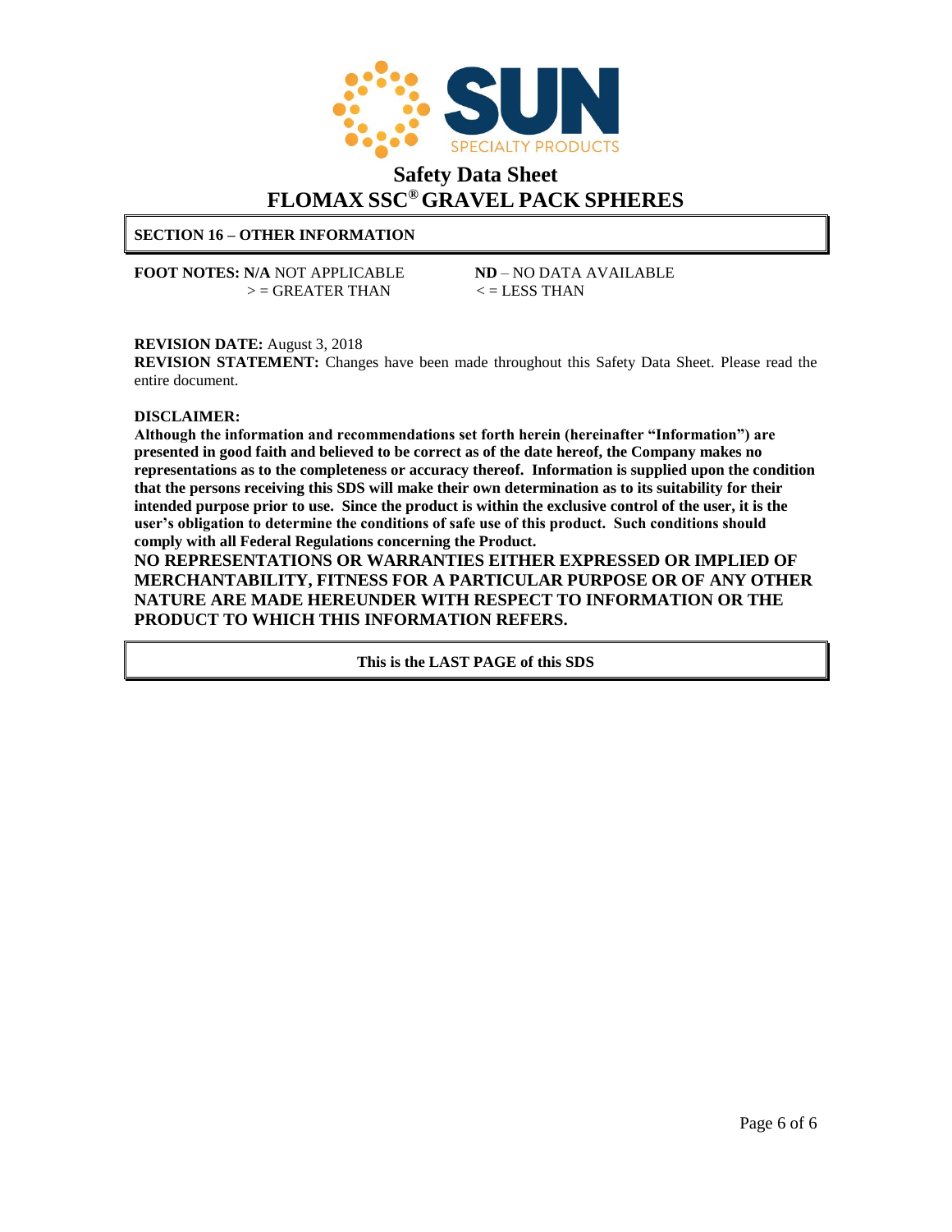# Safety Data Sheet
# FLOMAX SSC® GRAVEL PACK SPHERES

## SECTION 16 – OTHER INFORMATION

**FOOT NOTES: N/A** NOT APPLICABLE  **ND** – NO DATA AVAILABLE
> = GREATER THAN  < = LESS THAN

**REVISION DATE:** August 3, 2018
**REVISION STATEMENT:** Changes have been made throughout this Safety Data Sheet. Please read the entire document.

**DISCLAIMER:**
**Although the information and recommendations set forth herein (hereinafter "Information") are presented in good faith and believed to be correct as of the date hereof, the Company makes no representations as to the completeness or accuracy thereof. Information is supplied upon the condition that the persons receiving this SDS will make their own determination as to its suitability for their intended purpose prior to use. Since the product is within the exclusive control of the user, it is the user's obligation to determine the conditions of safe use of this product. Such conditions should comply with all Federal Regulations concerning the Product.**
**NO REPRESENTATIONS OR WARRANTIES EITHER EXPRESSED OR IMPLIED OF MERCHANTABILITY, FITNESS FOR A PARTICULAR PURPOSE OR OF ANY OTHER NATURE ARE MADE HEREUNDER WITH RESPECT TO INFORMATION OR THE PRODUCT TO WHICH THIS INFORMATION REFERS.**

**This is the LAST PAGE of this SDS**